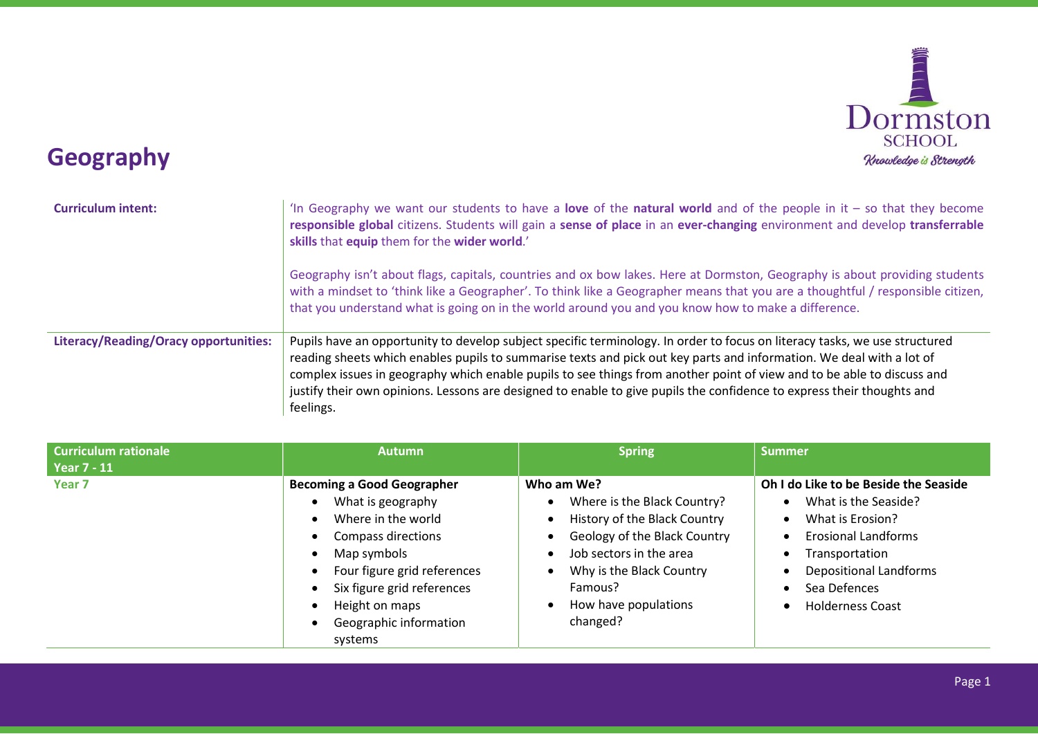# Geography

Dormston SCHOOL
*Knowledge is Strength*

**Curriculum intent:**

'In Geography we want our students to have a **love** of the **natural world** and of the people in it – so that they become **responsible global** citizens. Students will gain a **sense of place** in an **ever-changing** environment and develop **transferrable skills** that **equip** them for the **wider world**.'

Geography isn't about flags, capitals, countries and ox bow lakes. Here at Dormston, Geography is about providing students with a mindset to 'think like a Geographer'. To think like a Geographer means that you are a thoughtful / responsible citizen, that you understand what is going on in the world around you and you know how to make a difference.

**Literacy/Reading/Oracy opportunities:**

Pupils have an opportunity to develop subject specific terminology. In order to focus on literacy tasks, we use structured reading sheets which enables pupils to summarise texts and pick out key parts and information. We deal with a lot of complex issues in geography which enable pupils to see things from another point of view and to be able to discuss and justify their own opinions. Lessons are designed to enable to give pupils the confidence to express their thoughts and feelings.

| Curriculum rationale Year 7 - 11 | Autumn | Spring | Summer |
|---|---|---|---|
| **Year 7** | **Becoming a Good Geographer**<br>• What is geography<br>• Where in the world<br>• Compass directions<br>• Map symbols<br>• Four figure grid references<br>• Six figure grid references<br>• Height on maps<br>• Geographic information systems | **Who am We?**<br>• Where is the Black Country?<br>• History of the Black Country<br>• Geology of the Black Country<br>• Job sectors in the area<br>• Why is the Black Country Famous?<br>• How have populations changed? | **Oh I do Like to be Beside the Seaside**<br>• What is the Seaside?<br>• What is Erosion?<br>• Erosional Landforms<br>• Transportation<br>• Depositional Landforms<br>• Sea Defences<br>• Holderness Coast |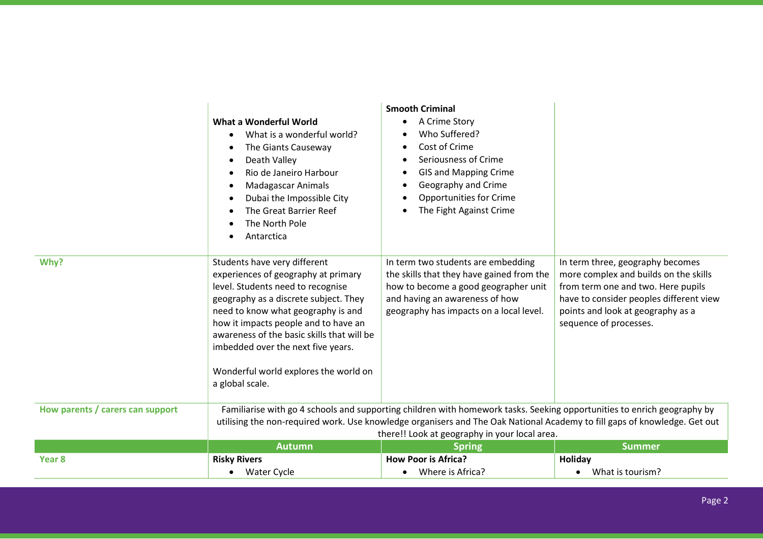| | | | |
|---|---|---|---|
| | **What a Wonderful World**<br>• What is a wonderful world?<br>• The Giants Causeway<br>• Death Valley<br>• Rio de Janeiro Harbour<br>• Madagascar Animals<br>• Dubai the Impossible City<br>• The Great Barrier Reef<br>• The North Pole<br>• Antarctica | **Smooth Criminal**<br>• A Crime Story<br>• Who Suffered?<br>• Cost of Crime<br>• Seriousness of Crime<br>• GIS and Mapping Crime<br>• Geography and Crime<br>• Opportunities for Crime<br>• The Fight Against Crime | |
| **Why?** | Students have very different experiences of geography at primary level. Students need to recognise geography as a discrete subject. They need to know what geography is and how it impacts people and to have an awareness of the basic skills that will be imbedded over the next five years.<br><br>Wonderful world explores the world on a global scale. | In term two students are embedding the skills that they have gained from the how to become a good geographer unit and having an awareness of how geography has impacts on a local level. | In term three, geography becomes more complex and builds on the skills from term one and two. Here pupils have to consider peoples different view points and look at geography as a sequence of processes. |
| **How parents / carers can support** | Familiarise with go 4 schools and supporting children with homework tasks. Seeking opportunities to enrich geography by utilising the non-required work. Use knowledge organisers and The Oak National Academy to fill gaps of knowledge. Get out there!! Look at geography in your local area. | | |
| | **Autumn** | **Spring** | **Summer** |
| **Year 8** | **Risky Rivers**<br>• Water Cycle | **How Poor is Africa?**<br>• Where is Africa? | **Holiday**<br>• What is tourism? |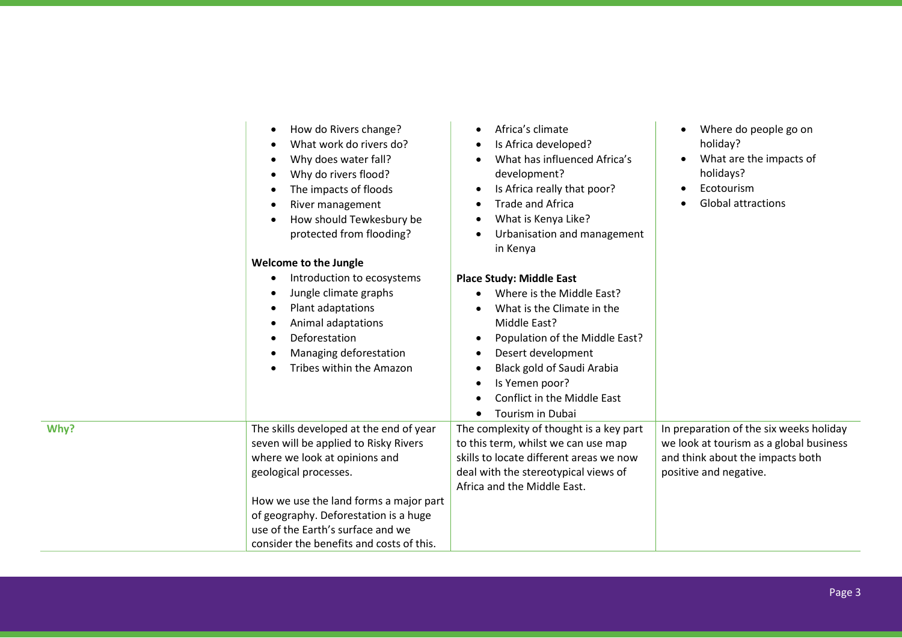| | | | |
|---|---|---|---|
| | <ul><li>How do Rivers change?</li><li>What work do rivers do?</li><li>Why does water fall?</li><li>Why do rivers flood?</li><li>The impacts of floods</li><li>River management</li><li>How should Tewkesbury be protected from flooding?</li></ul>**Welcome to the Jungle**<ul><li>Introduction to ecosystems</li><li>Jungle climate graphs</li><li>Plant adaptations</li><li>Animal adaptations</li><li>Deforestation</li><li>Managing deforestation</li><li>Tribes within the Amazon</li></ul> | <ul><li>Africa's climate</li><li>Is Africa developed?</li><li>What has influenced Africa's development?</li><li>Is Africa really that poor?</li><li>Trade and Africa</li><li>What is Kenya Like?</li><li>Urbanisation and management in Kenya</li></ul>**Place Study: Middle East**<ul><li>Where is the Middle East?</li><li>What is the Climate in the Middle East?</li><li>Population of the Middle East?</li><li>Desert development</li><li>Black gold of Saudi Arabia</li><li>Is Yemen poor?</li><li>Conflict in the Middle East</li><li>Tourism in Dubai</li></ul> | <ul><li>Where do people go on holiday?</li><li>What are the impacts of holidays?</li><li>Ecotourism</li><li>Global attractions</li></ul> |
| **Why?** | The skills developed at the end of year seven will be applied to Risky Rivers where we look at opinions and geological processes.<br><br>How we use the land forms a major part of geography. Deforestation is a huge use of the Earth's surface and we consider the benefits and costs of this. | The complexity of thought is a key part to this term, whilst we can use map skills to locate different areas we now deal with the stereotypical views of Africa and the Middle East. | In preparation of the six weeks holiday we look at tourism as a global business and think about the impacts both positive and negative. |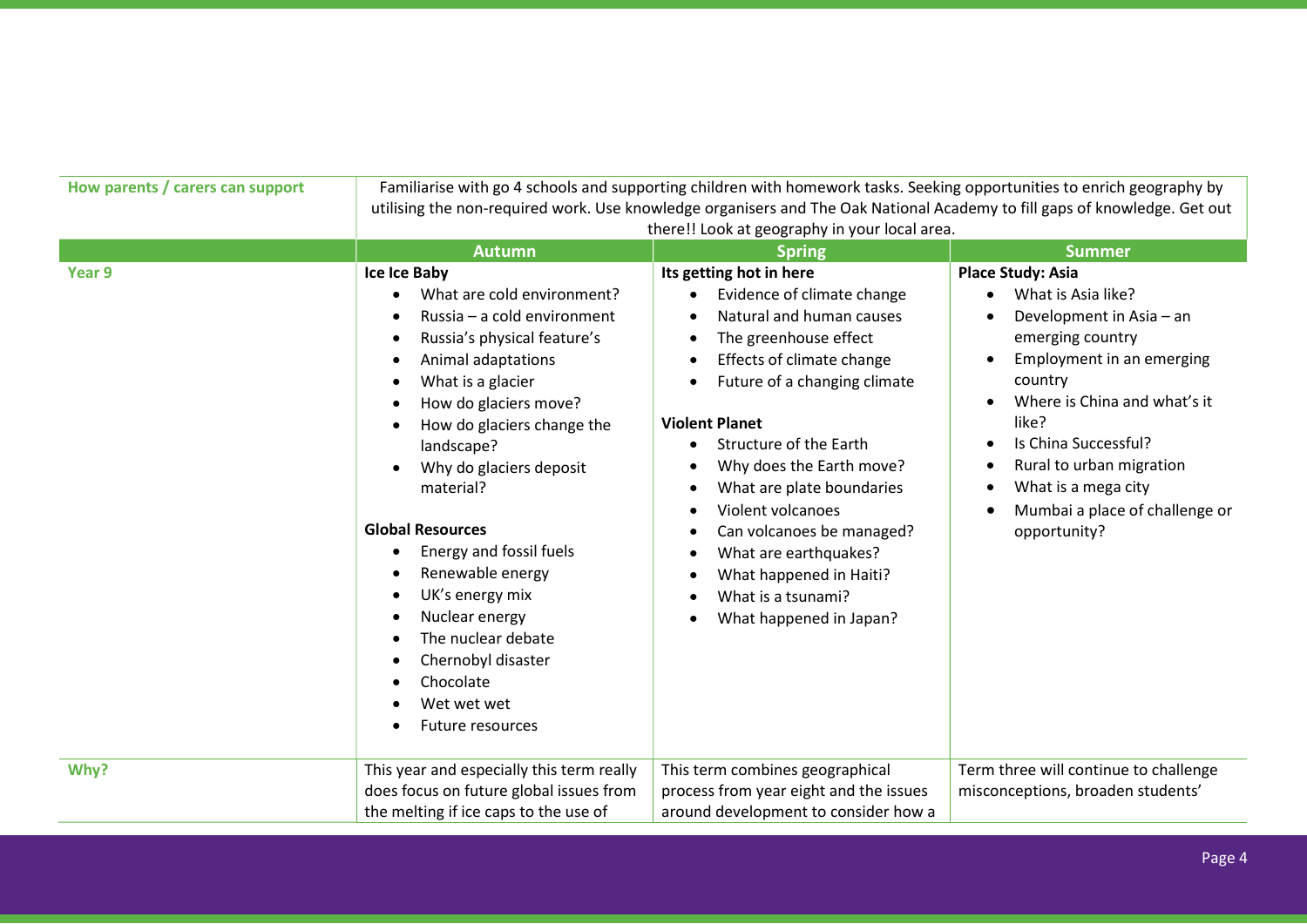| How parents / carers can support | Familiarise with go 4 schools and supporting children with homework tasks. Seeking opportunities to enrich geography by utilising the non-required work. Use knowledge organisers and The Oak National Academy to fill gaps of knowledge. Get out there!! Look at geography in your local area. | | |
|---|---|---|---|
| | **Autumn** | **Spring** | **Summer** |
| **Year 9** | **Ice Ice Baby**<br>• What are cold environment?<br>• Russia – a cold environment<br>• Russia's physical feature's<br>• Animal adaptations<br>• What is a glacier<br>• How do glaciers move?<br>• How do glaciers change the landscape?<br>• Why do glaciers deposit material?<br><br>**Global Resources**<br>• Energy and fossil fuels<br>• Renewable energy<br>• UK's energy mix<br>• Nuclear energy<br>• The nuclear debate<br>• Chernobyl disaster<br>• Chocolate<br>• Wet wet wet<br>• Future resources | **Its getting hot in here**<br>• Evidence of climate change<br>• Natural and human causes<br>• The greenhouse effect<br>• Effects of climate change<br>• Future of a changing climate<br><br>**Violent Planet**<br>• Structure of the Earth<br>• Why does the Earth move?<br>• What are plate boundaries<br>• Violent volcanoes<br>• Can volcanoes be managed?<br>• What are earthquakes?<br>• What happened in Haiti?<br>• What is a tsunami?<br>• What happened in Japan? | **Place Study: Asia**<br>• What is Asia like?<br>• Development in Asia – an emerging country<br>• Employment in an emerging country<br>• Where is China and what's it like?<br>• Is China Successful?<br>• Rural to urban migration<br>• What is a mega city<br>• Mumbai a place of challenge or opportunity? |
| **Why?** | This year and especially this term really does focus on future global issues from the melting if ice caps to the use of | This term combines geographical process from year eight and the issues around development to consider how a | Term three will continue to challenge misconceptions, broaden students' |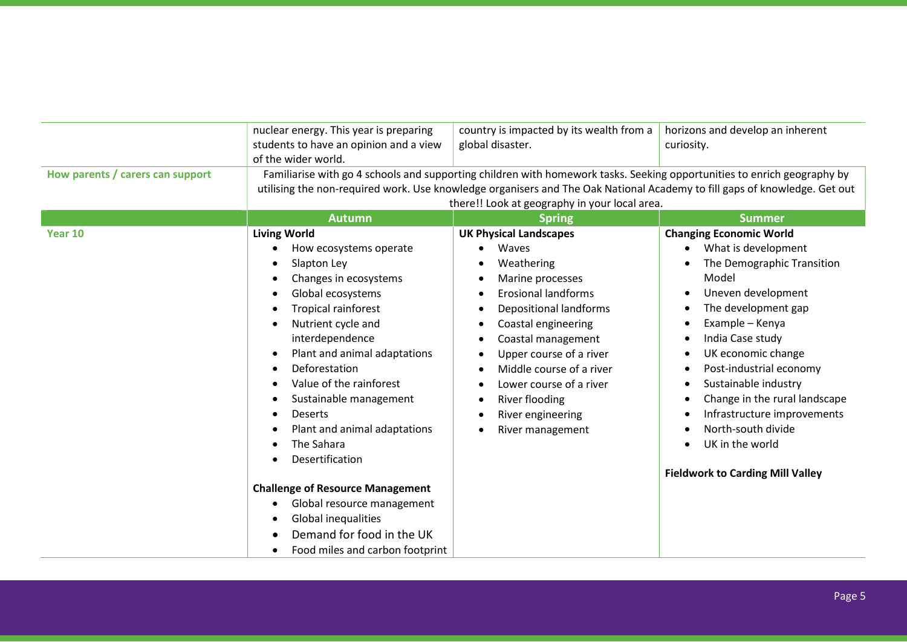| | | | |
|---|---|---|---|
| | nuclear energy. This year is preparing students to have an opinion and a view of the wider world. | country is impacted by its wealth from a global disaster. | horizons and develop an inherent curiosity. |
| **How parents / carers can support** | Familiarise with go 4 schools and supporting children with homework tasks. Seeking opportunities to enrich geography by utilising the non-required work. Use knowledge organisers and The Oak National Academy to fill gaps of knowledge. Get out there!! Look at geography in your local area. | | |
| | **Autumn** | **Spring** | **Summer** |
| **Year 10** | **Living World**<br>• How ecosystems operate<br>• Slapton Ley<br>• Changes in ecosystems<br>• Global ecosystems<br>• Tropical rainforest<br>• Nutrient cycle and interdependence<br>• Plant and animal adaptations<br>• Deforestation<br>• Value of the rainforest<br>• Sustainable management<br>• Deserts<br>• Plant and animal adaptations<br>• The Sahara<br>• Desertification<br><br>**Challenge of Resource Management**<br>• Global resource management<br>• Global inequalities<br>• Demand for food in the UK<br>• Food miles and carbon footprint | **UK Physical Landscapes**<br>• Waves<br>• Weathering<br>• Marine processes<br>• Erosional landforms<br>• Depositional landforms<br>• Coastal engineering<br>• Coastal management<br>• Upper course of a river<br>• Middle course of a river<br>• Lower course of a river<br>• River flooding<br>• River engineering<br>• River management | **Changing Economic World**<br>• What is development<br>• The Demographic Transition Model<br>• Uneven development<br>• The development gap<br>• Example – Kenya<br>• India Case study<br>• UK economic change<br>• Post-industrial economy<br>• Sustainable industry<br>• Change in the rural landscape<br>• Infrastructure improvements<br>• North-south divide<br>• UK in the world<br><br>**Fieldwork to Carding Mill Valley** |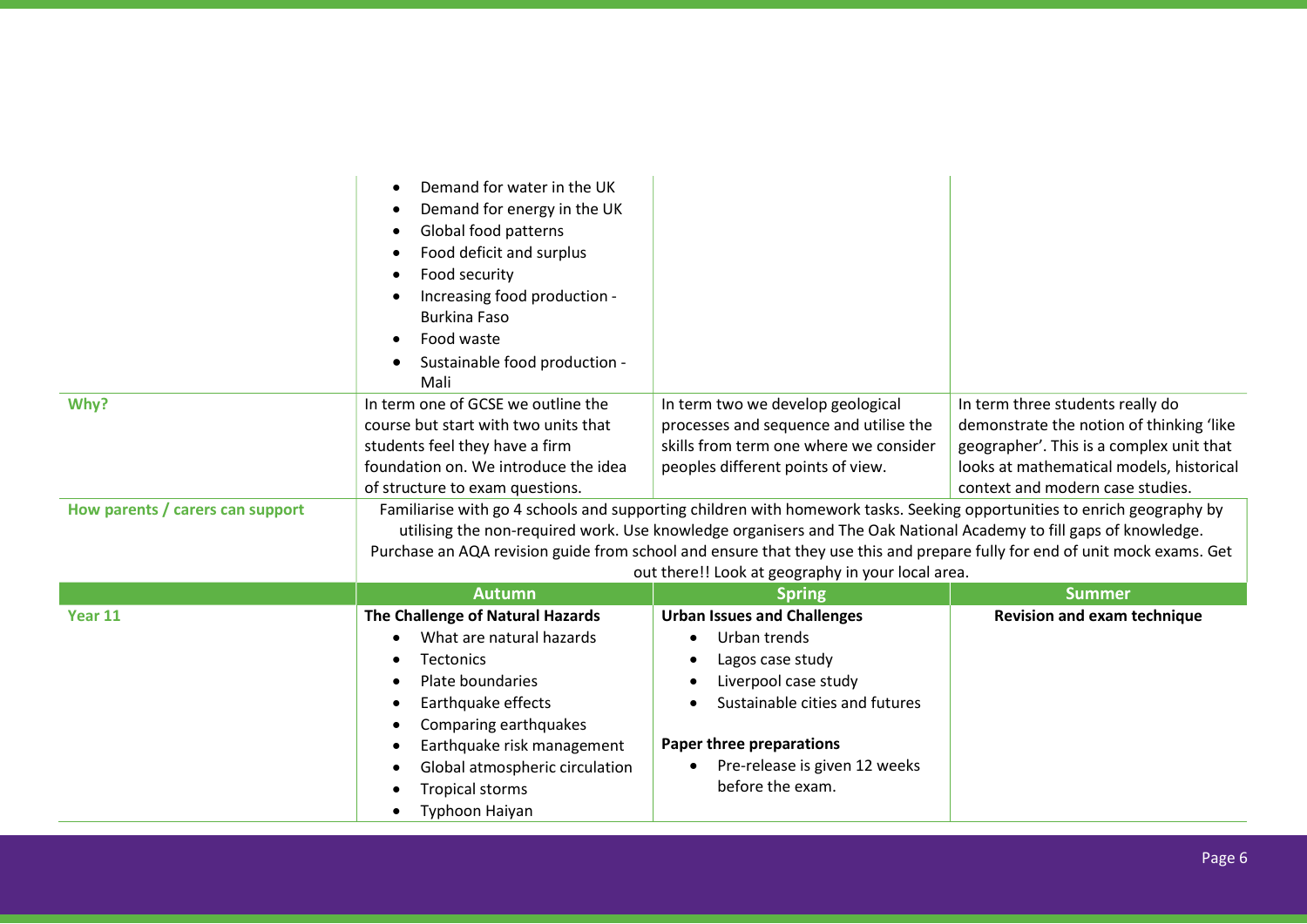| | | | |
|---|---|---|---|
| | <ul><li>Demand for water in the UK</li><li>Demand for energy in the UK</li><li>Global food patterns</li><li>Food deficit and surplus</li><li>Food security</li><li>Increasing food production - Burkina Faso</li><li>Food waste</li><li>Sustainable food production - Mali</li></ul> | | |
| **Why?** | In term one of GCSE we outline the course but start with two units that students feel they have a firm foundation on. We introduce the idea of structure to exam questions. | In term two we develop geological processes and sequence and utilise the skills from term one where we consider peoples different points of view. | In term three students really do demonstrate the notion of thinking 'like geographer'. This is a complex unit that looks at mathematical models, historical context and modern case studies. |
| **How parents / carers can support** | Familiarise with go 4 schools and supporting children with homework tasks. Seeking opportunities to enrich geography by utilising the non-required work. Use knowledge organisers and The Oak National Academy to fill gaps of knowledge. Purchase an AQA revision guide from school and ensure that they use this and prepare fully for end of unit mock exams. Get out there!! Look at geography in your local area. | | |
| | **Autumn** | **Spring** | **Summer** |
| **Year 11** | **The Challenge of Natural Hazards**<ul><li>What are natural hazards</li><li>Tectonics</li><li>Plate boundaries</li><li>Earthquake effects</li><li>Comparing earthquakes</li><li>Earthquake risk management</li><li>Global atmospheric circulation</li><li>Tropical storms</li><li>Typhoon Haiyan</li></ul> | **Urban Issues and Challenges**<ul><li>Urban trends</li><li>Lagos case study</li><li>Liverpool case study</li><li>Sustainable cities and futures</li></ul>**Paper three preparations**<ul><li>Pre-release is given 12 weeks before the exam.</li></ul> | **Revision and exam technique** |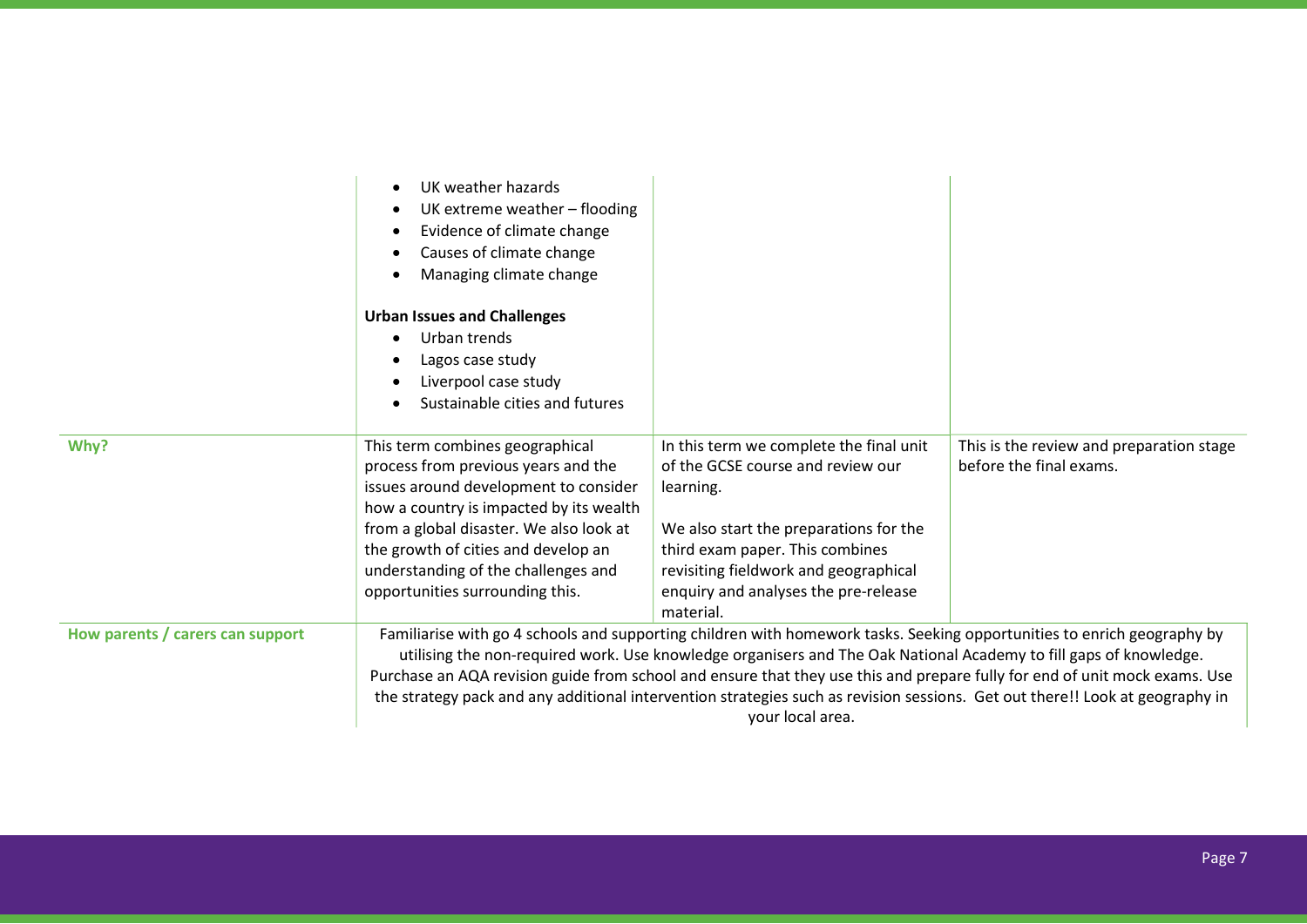| | | | |
|---|---|---|---|
| | <ul><li>UK weather hazards</li><li>UK extreme weather – flooding</li><li>Evidence of climate change</li><li>Causes of climate change</li><li>Managing climate change</li></ul>**Urban Issues and Challenges**<ul><li>Urban trends</li><li>Lagos case study</li><li>Liverpool case study</li><li>Sustainable cities and futures</li></ul> | | |
| **Why?** | This term combines geographical process from previous years and the issues around development to consider how a country is impacted by its wealth from a global disaster. We also look at the growth of cities and develop an understanding of the challenges and opportunities surrounding this. | In this term we complete the final unit of the GCSE course and review our learning.<br><br>We also start the preparations for the third exam paper. This combines revisiting fieldwork and geographical enquiry and analyses the pre-release material. | This is the review and preparation stage before the final exams. |
| **How parents / carers can support** | Familiarise with go 4 schools and supporting children with homework tasks. Seeking opportunities to enrich geography by utilising the non-required work. Use knowledge organisers and The Oak National Academy to fill gaps of knowledge. Purchase an AQA revision guide from school and ensure that they use this and prepare fully for end of unit mock exams. Use the strategy pack and any additional intervention strategies such as revision sessions. Get out there!! Look at geography in your local area. | | |